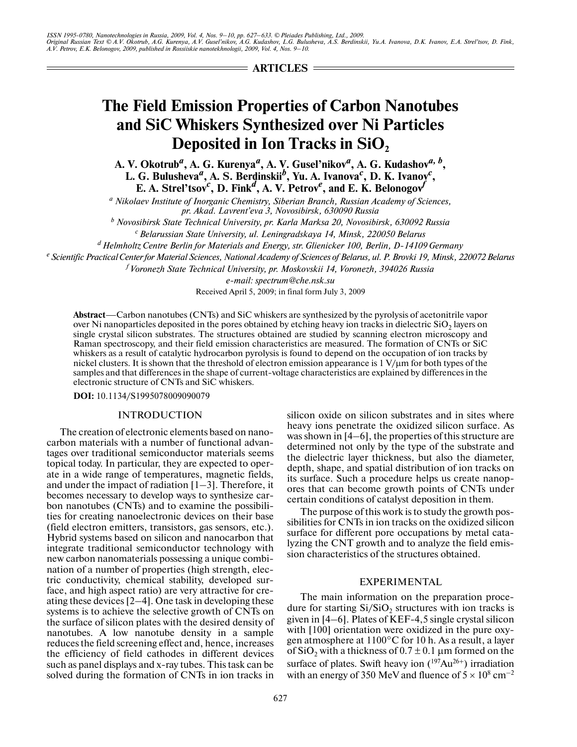ISSN 1995-0780, Nanotechnologies in Russia, 2009, Vol. 4, Nos. 9–10, pp. 627–633. © Pleiades Publishing, Ltd., 2009.
Original Russian Text © A.V. Okotrub, A.G. Kurenya, A.V. Gusel'nikov, A.G. Kudashov, L.G. Bulusheva, A.S. Berdinskii, Yu.A. Ivanova, D.K. Ivanov, E.A. Strel'tsov, D. Fink, A.V. Petrov, E.K. Belonogov, 2009, published in Rossiiskie nanotekhnologii, 2009, Vol. 4, Nos. 9–10.

**ARTICLES**

# The Field Emission Properties of Carbon Nanotubes and SiC Whiskers Synthesized over Ni Particles Deposited in Ion Tracks in $SiO_2$

**A. V. Okotrub[a], A. G. Kurenya[a], A. V. Gusel'nikov[a], A. G. Kudashov[a, b], L. G. Bulusheva[a], A. S. Berdinskii[b], Yu. A. Ivanova[c], D. K. Ivanov[c], E. A. Strel'tsov[c], D. Fink[d], A. V. Petrov[e], and E. K. Belonogov[f]**

[a] *Nikolaev Institute of Inorganic Chemistry, Siberian Branch, Russian Academy of Sciences, pr. Akad. Lavrent'eva 3, Novosibirsk, 630090 Russia*

[b] *Novosibirsk State Technical University, pr. Karla Marksa 20, Novosibirsk, 630092 Russia*

[c] *Belarussian State University, ul. Leningradskaya 14, Minsk, 220050 Belarus*

[d] *Helmholtz Centre Berlin for Materials and Energy, str. Glienicker 100, Berlin, D-14109 Germany*

[e] *Scientific Practical Center for Material Sciences, National Academy of Sciences of Belarus, ul. P. Brovki 19, Minsk, 220072 Belarus*

[f] *Voronezh State Technical University, pr. Moskovskii 14, Voronezh, 394026 Russia*

*e-mail: spectrum@che.nsk.su*

Received April 5, 2009; in final form July 3, 2009

**Abstract**—Carbon nanotubes (CNTs) and SiC whiskers are synthesized by the pyrolysis of acetonitrile vapor over Ni nanoparticles deposited in the pores obtained by etching heavy ion tracks in dielectric $SiO_2$ layers on single crystal silicon substrates. The structures obtained are studied by scanning electron microscopy and Raman spectroscopy, and their field emission characteristics are measured. The formation of CNTs or SiC whiskers as a result of catalytic hydrocarbon pyrolysis is found to depend on the occupation of ion tracks by nickel clusters. It is shown that the threshold of electron emission appearance is 1 V/μm for both types of the samples and that differences in the shape of current-voltage characteristics are explained by differences in the electronic structure of CNTs and SiC whiskers.

**DOI:** 10.1134/S1995078009090079

## INTRODUCTION

The creation of electronic elements based on nanocarbon materials with a number of functional advantages over traditional semiconductor materials seems topical today. In particular, they are expected to operate in a wide range of temperatures, magnetic fields, and under the impact of radiation [1–3]. Therefore, it becomes necessary to develop ways to synthesize carbon nanotubes (CNTs) and to examine the possibilities for creating nanoelectronic devices on their base (field electron emitters, transistors, gas sensors, etc.). Hybrid systems based on silicon and nanocarbon that integrate traditional semiconductor technology with new carbon nanomaterials possessing a unique combination of a number of properties (high strength, electric conductivity, chemical stability, developed surface, and high aspect ratio) are very attractive for creating these devices [2–4]. One task in developing these systems is to achieve the selective growth of CNTs on the surface of silicon plates with the desired density of nanotubes. A low nanotube density in a sample reduces the field screening effect and, hence, increases the efficiency of field cathodes in different devices such as panel displays and x-ray tubes. This task can be solved during the formation of CNTs in ion tracks in silicon oxide on silicon substrates and in sites where heavy ions penetrate the oxidized silicon surface. As was shown in [4–6], the properties of this structure are determined not only by the type of the substrate and the dielectric layer thickness, but also the diameter, depth, shape, and spatial distribution of ion tracks on its surface. Such a procedure helps us create nanopores that can become growth points of CNTs under certain conditions of catalyst deposition in them.

The purpose of this work is to study the growth possibilities for CNTs in ion tracks on the oxidized silicon surface for different pore occupations by metal catalyzing the CNT growth and to analyze the field emission characteristics of the structures obtained.

## EXPERIMENTAL

The main information on the preparation procedure for starting $Si/SiO_2$ structures with ion tracks is given in [4–6]. Plates of KEF-4,5 single crystal silicon with [100] orientation were oxidized in the pure oxygen atmosphere at 1100°C for 10 h. As a result, a layer of $SiO_2$ with a thickness of $0.7 \pm 0.1$ μm formed on the surface of plates. Swift heavy ion ($^{197}Au^{26+}$) irradiation with an energy of 350 MeV and fluence of $5 \times 10^8$ cm$^{-2}$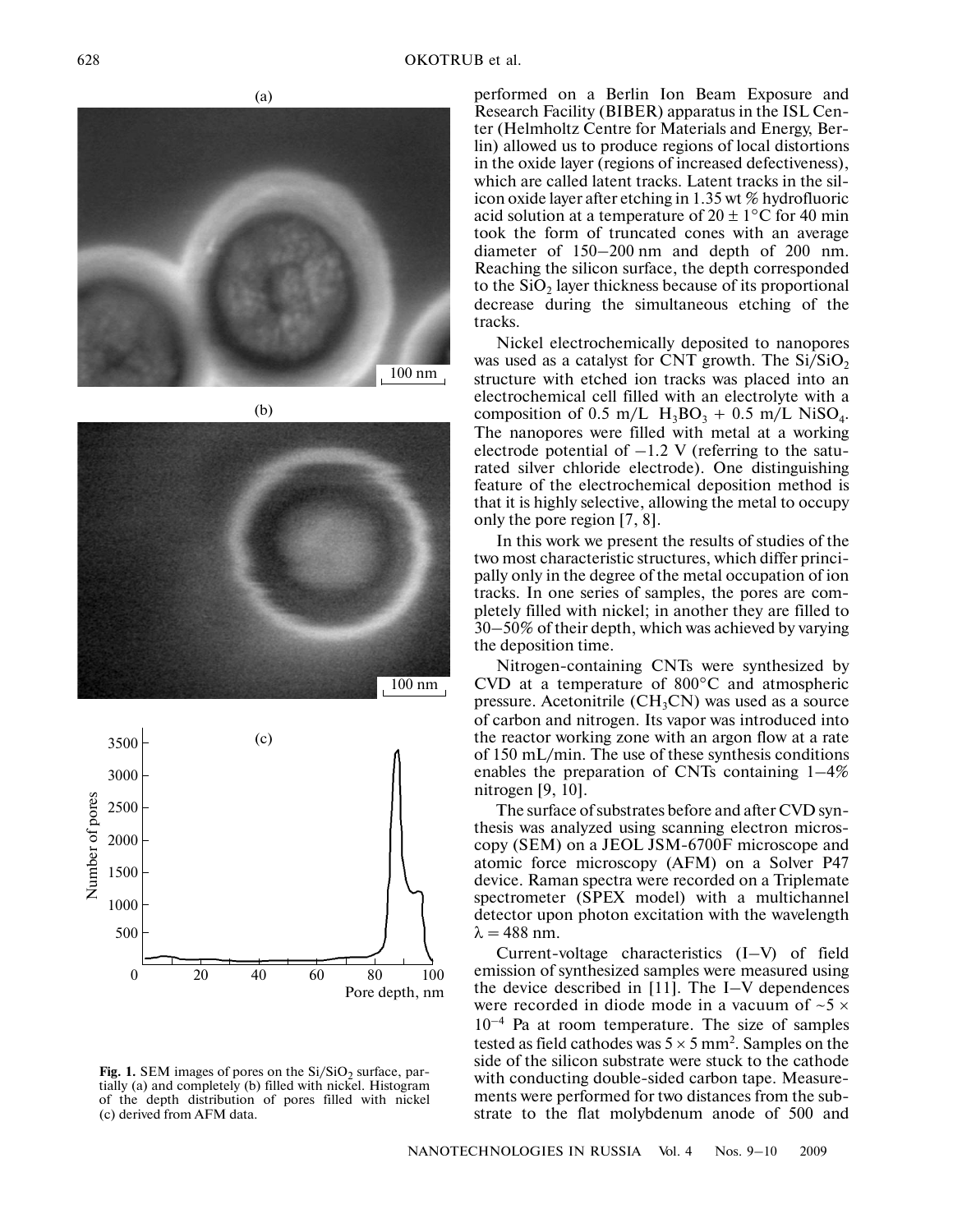Fig. 1. SEM images of pores on the $Si/SiO_2$ surface, partially (a) and completely (b) filled with nickel. Histogram of the depth distribution of pores filled with nickel (c) derived from AFM data.

performed on a Berlin Ion Beam Exposure and Research Facility (BIBER) apparatus in the ISL Center (Helmholtz Centre for Materials and Energy, Berlin) allowed us to produce regions of local distortions in the oxide layer (regions of increased defectiveness), which are called latent tracks. Latent tracks in the silicon oxide layer after etching in 1.35 wt % hydrofluoric acid solution at a temperature of $20 \pm 1°C$ for 40 min took the form of truncated cones with an average diameter of 150–200 nm and depth of 200 nm. Reaching the silicon surface, the depth corresponded to the $SiO_2$ layer thickness because of its proportional decrease during the simultaneous etching of the tracks.

Nickel electrochemically deposited to nanopores was used as a catalyst for CNT growth. The $Si/SiO_2$ structure with etched ion tracks was placed into an electrochemical cell filled with an electrolyte with a composition of 0.5 m/L $H_3BO_3$ + 0.5 m/L $NiSO_4$. The nanopores were filled with metal at a working electrode potential of –1.2 V (referring to the saturated silver chloride electrode). One distinguishing feature of the electrochemical deposition method is that it is highly selective, allowing the metal to occupy only the pore region [7, 8].

In this work we present the results of studies of the two most characteristic structures, which differ principally only in the degree of the metal occupation of ion tracks. In one series of samples, the pores are completely filled with nickel; in another they are filled to 30–50% of their depth, which was achieved by varying the deposition time.

Nitrogen-containing CNTs were synthesized by CVD at a temperature of 800°C and atmospheric pressure. Acetonitrile ($CH_3CN$) was used as a source of carbon and nitrogen. Its vapor was introduced into the reactor working zone with an argon flow at a rate of 150 mL/min. The use of these synthesis conditions enables the preparation of CNTs containing 1–4% nitrogen [9, 10].

The surface of substrates before and after CVD synthesis was analyzed using scanning electron microscopy (SEM) on a JEOL JSM-6700F microscope and atomic force microscopy (AFM) on a Solver P47 device. Raman spectra were recorded on a Triplemate spectrometer (SPEX model) with a multichannel detector upon photon excitation with the wavelength $\lambda = 488$ nm.

Current-voltage characteristics (I–V) of field emission of synthesized samples were measured using the device described in [11]. The I–V dependences were recorded in diode mode in a vacuum of $\sim 5 \times 10^{-4}$ Pa at room temperature. The size of samples tested as field cathodes was $5 \times 5$ mm$^2$. Samples on the side of the silicon substrate were stuck to the cathode with conducting double-sided carbon tape. Measurements were performed for two distances from the substrate to the flat molybdenum anode of 500 and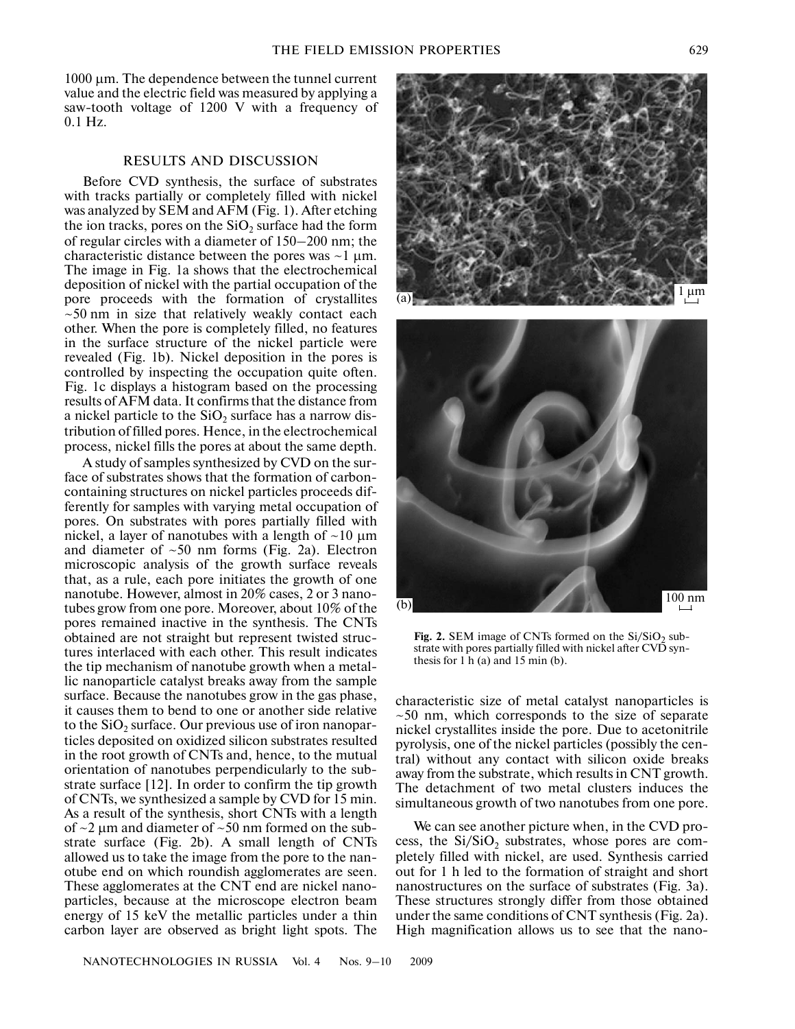1000 μm. The dependence between the tunnel current value and the electric field was measured by applying a saw-tooth voltage of 1200 V with a frequency of 0.1 Hz.

## RESULTS AND DISCUSSION

Before CVD synthesis, the surface of substrates with tracks partially or completely filled with nickel was analyzed by SEM and AFM (Fig. 1). After etching the ion tracks, pores on the $SiO_2$ surface had the form of regular circles with a diameter of 150–200 nm; the characteristic distance between the pores was ~1 μm. The image in Fig. 1a shows that the electrochemical deposition of nickel with the partial occupation of the pore proceeds with the formation of crystallites ~50 nm in size that relatively weakly contact each other. When the pore is completely filled, no features in the surface structure of the nickel particle were revealed (Fig. 1b). Nickel deposition in the pores is controlled by inspecting the occupation quite often. Fig. 1c displays a histogram based on the processing results of AFM data. It confirms that the distance from a nickel particle to the $SiO_2$ surface has a narrow distribution of filled pores. Hence, in the electrochemical process, nickel fills the pores at about the same depth.

A study of samples synthesized by CVD on the surface of substrates shows that the formation of carbon-containing structures on nickel particles proceeds differently for samples with varying metal occupation of pores. On substrates with pores partially filled with nickel, a layer of nanotubes with a length of ~10 μm and diameter of ~50 nm forms (Fig. 2a). Electron microscopic analysis of the growth surface reveals that, as a rule, each pore initiates the growth of one nanotube. However, almost in 20% cases, 2 or 3 nanotubes grow from one pore. Moreover, about 10% of the pores remained inactive in the synthesis. The CNTs obtained are not straight but represent twisted structures interlaced with each other. This result indicates the tip mechanism of nanotube growth when a metallic nanoparticle catalyst breaks away from the sample surface. Because the nanotubes grow in the gas phase, it causes them to bend to one or another side relative to the $SiO_2$ surface. Our previous use of iron nanoparticles deposited on oxidized silicon substrates resulted in the root growth of CNTs and, hence, to the mutual orientation of nanotubes perpendicularly to the substrate surface [12]. In order to confirm the tip growth of CNTs, we synthesized a sample by CVD for 15 min. As a result of the synthesis, short CNTs with a length of ~2 μm and diameter of ~50 nm formed on the substrate surface (Fig. 2b). A small length of CNTs allowed us to take the image from the pore to the nanotube end on which roundish agglomerates are seen. These agglomerates at the CNT end are nickel nanoparticles, because at the microscope electron beam energy of 15 keV the metallic particles under a thin carbon layer are observed as bright light spots. The characteristic size of metal catalyst nanoparticles is ~50 nm, which corresponds to the size of separate nickel crystallites inside the pore. Due to acetonitrile pyrolysis, one of the nickel particles (possibly the central) without any contact with silicon oxide breaks away from the substrate, which results in CNT growth. The detachment of two metal clusters induces the simultaneous growth of two nanotubes from one pore.

**Fig. 2.** SEM image of CNTs formed on the $Si/SiO_2$ substrate with pores partially filled with nickel after CVD synthesis for 1 h (a) and 15 min (b).

We can see another picture when, in the CVD process, the $Si/SiO_2$ substrates, whose pores are completely filled with nickel, are used. Synthesis carried out for 1 h led to the formation of straight and short nanostructures on the surface of substrates (Fig. 3a). These structures strongly differ from those obtained under the same conditions of CNT synthesis (Fig. 2a). High magnification allows us to see that the nano-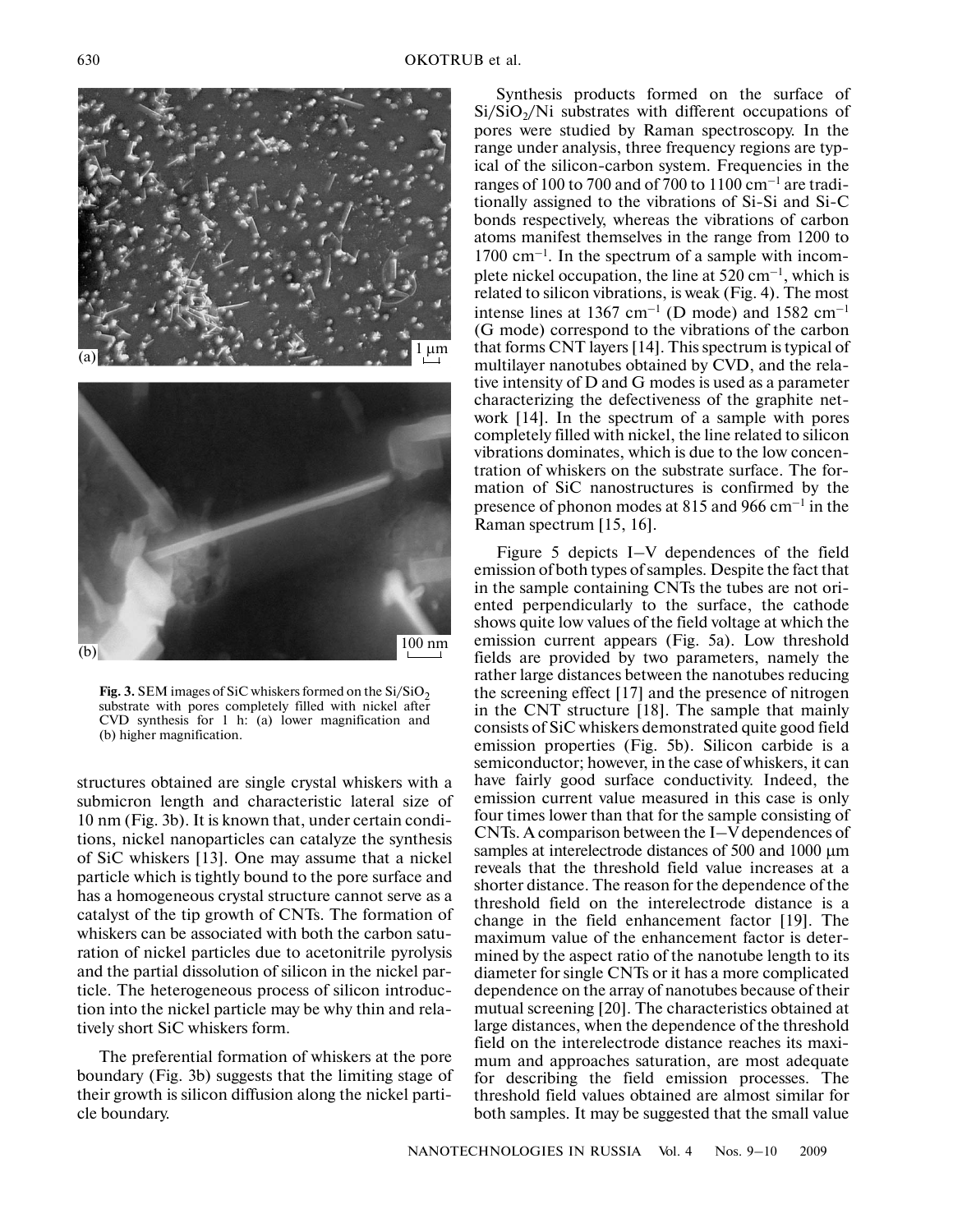**Fig. 3.** SEM images of SiC whiskers formed on the $Si/SiO_2$ substrate with pores completely filled with nickel after CVD synthesis for 1 h: (a) lower magnification and (b) higher magnification.

structures obtained are single crystal whiskers with a submicron length and characteristic lateral size of 10 nm (Fig. 3b). It is known that, under certain conditions, nickel nanoparticles can catalyze the synthesis of SiC whiskers [13]. One may assume that a nickel particle which is tightly bound to the pore surface and has a homogeneous crystal structure cannot serve as a catalyst of the tip growth of CNTs. The formation of whiskers can be associated with both the carbon saturation of nickel particles due to acetonitrile pyrolysis and the partial dissolution of silicon in the nickel particle. The heterogeneous process of silicon introduction into the nickel particle may be why thin and relatively short SiC whiskers form.

The preferential formation of whiskers at the pore boundary (Fig. 3b) suggests that the limiting stage of their growth is silicon diffusion along the nickel particle boundary.

Synthesis products formed on the surface of $Si/SiO_2/Ni$ substrates with different occupations of pores were studied by Raman spectroscopy. In the range under analysis, three frequency regions are typical of the silicon-carbon system. Frequencies in the ranges of 100 to 700 and of 700 to 1100 $cm^{-1}$ are traditionally assigned to the vibrations of Si-Si and Si-C bonds respectively, whereas the vibrations of carbon atoms manifest themselves in the range from 1200 to 1700 $cm^{-1}$. In the spectrum of a sample with incomplete nickel occupation, the line at 520 $cm^{-1}$, which is related to silicon vibrations, is weak (Fig. 4). The most intense lines at 1367 $cm^{-1}$ (D mode) and 1582 $cm^{-1}$ (G mode) correspond to the vibrations of the carbon that forms CNT layers [14]. This spectrum is typical of multilayer nanotubes obtained by CVD, and the relative intensity of D and G modes is used as a parameter characterizing the defectiveness of the graphite network [14]. In the spectrum of a sample with pores completely filled with nickel, the line related to silicon vibrations dominates, which is due to the low concentration of whiskers on the substrate surface. The formation of SiC nanostructures is confirmed by the presence of phonon modes at 815 and 966 $cm^{-1}$ in the Raman spectrum [15, 16].

Figure 5 depicts I–V dependences of the field emission of both types of samples. Despite the fact that in the sample containing CNTs the tubes are not oriented perpendicularly to the surface, the cathode shows quite low values of the field voltage at which the emission current appears (Fig. 5a). Low threshold fields are provided by two parameters, namely the rather large distances between the nanotubes reducing the screening effect [17] and the presence of nitrogen in the CNT structure [18]. The sample that mainly consists of SiC whiskers demonstrated quite good field emission properties (Fig. 5b). Silicon carbide is a semiconductor; however, in the case of whiskers, it can have fairly good surface conductivity. Indeed, the emission current value measured in this case is only four times lower than that for the sample consisting of CNTs. A comparison between the I–V dependences of samples at interelectrode distances of 500 and 1000 μm reveals that the threshold field value increases at a shorter distance. The reason for the dependence of the threshold field on the interelectrode distance is a change in the field enhancement factor [19]. The maximum value of the enhancement factor is determined by the aspect ratio of the nanotube length to its diameter for single CNTs or it has a more complicated dependence on the array of nanotubes because of their mutual screening [20]. The characteristics obtained at large distances, when the dependence of the threshold field on the interelectrode distance reaches its maximum and approaches saturation, are most adequate for describing the field emission processes. The threshold field values obtained are almost similar for both samples. It may be suggested that the small value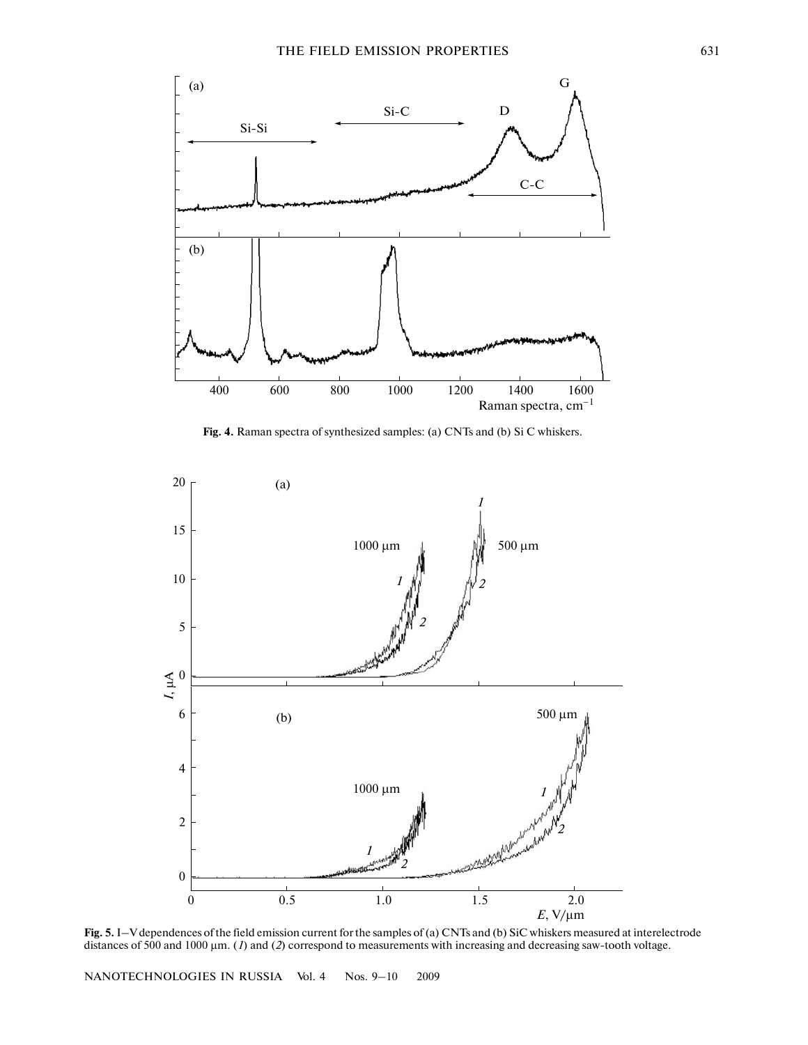**Fig. 4.** Raman spectra of synthesized samples: (a) CNTs and (b) Si C whiskers.

**Fig. 5.** I–V dependences of the field emission current for the samples of (a) CNTs and (b) SiC whiskers measured at interelectrode distances of 500 and 1000 μm. (*1*) and (*2*) correspond to measurements with increasing and decreasing saw-tooth voltage.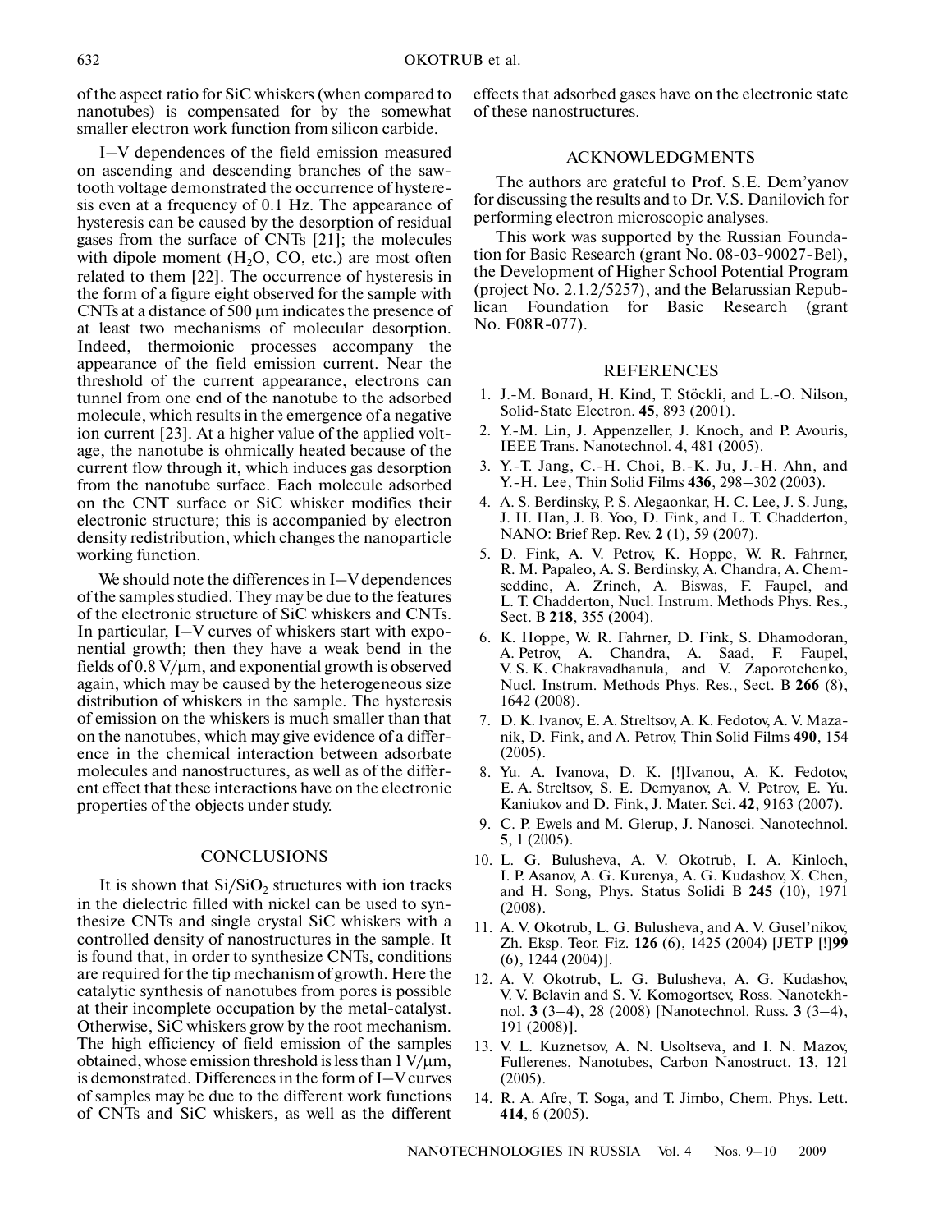of the aspect ratio for SiC whiskers (when compared to nanotubes) is compensated for by the somewhat smaller electron work function from silicon carbide.

I–V dependences of the field emission measured on ascending and descending branches of the sawtooth voltage demonstrated the occurrence of hysteresis even at a frequency of 0.1 Hz. The appearance of hysteresis can be caused by the desorption of residual gases from the surface of CNTs [21]; the molecules with dipole moment ($H_2O$, CO, etc.) are most often related to them [22]. The occurrence of hysteresis in the form of a figure eight observed for the sample with CNTs at a distance of 500 μm indicates the presence of at least two mechanisms of molecular desorption. Indeed, thermoionic processes accompany the appearance of the field emission current. Near the threshold of the current appearance, electrons can tunnel from one end of the nanotube to the adsorbed molecule, which results in the emergence of a negative ion current [23]. At a higher value of the applied voltage, the nanotube is ohmically heated because of the current flow through it, which induces gas desorption from the nanotube surface. Each molecule adsorbed on the CNT surface or SiC whisker modifies their electronic structure; this is accompanied by electron density redistribution, which changes the nanoparticle working function.

We should note the differences in I–V dependences of the samples studied. They may be due to the features of the electronic structure of SiC whiskers and CNTs. In particular, I–V curves of whiskers start with exponential growth; then they have a weak bend in the fields of 0.8 V/μm, and exponential growth is observed again, which may be caused by the heterogeneous size distribution of whiskers in the sample. The hysteresis of emission on the whiskers is much smaller than that on the nanotubes, which may give evidence of a difference in the chemical interaction between adsorbate molecules and nanostructures, as well as of the different effect that these interactions have on the electronic properties of the objects under study.

## CONCLUSIONS

It is shown that $Si/SiO_2$ structures with ion tracks in the dielectric filled with nickel can be used to synthesize CNTs and single crystal SiC whiskers with a controlled density of nanostructures in the sample. It is found that, in order to synthesize CNTs, conditions are required for the tip mechanism of growth. Here the catalytic synthesis of nanotubes from pores is possible at their incomplete occupation by the metal-catalyst. Otherwise, SiC whiskers grow by the root mechanism. The high efficiency of field emission of the samples obtained, whose emission threshold is less than 1 V/μm, is demonstrated. Differences in the form of I–V curves of samples may be due to the different work functions of CNTs and SiC whiskers, as well as the different effects that adsorbed gases have on the electronic state of these nanostructures.

## ACKNOWLEDGMENTS

The authors are grateful to Prof. S.E. Dem'yanov for discussing the results and to Dr. V.S. Danilovich for performing electron microscopic analyses.

This work was supported by the Russian Foundation for Basic Research (grant No. 08-03-90027-Bel), the Development of Higher School Potential Program (project No. 2.1.2/5257), and the Belarussian Republican Foundation for Basic Research (grant No. F08R-077).

## REFERENCES

1. J.-M. Bonard, H. Kind, T. Stöckli, and L.-O. Nilson, Solid-State Electron. **45**, 893 (2001).
2. Y.-M. Lin, J. Appenzeller, J. Knoch, and P. Avouris, IEEE Trans. Nanotechnol. **4**, 481 (2005).
3. Y.-T. Jang, C.-H. Choi, B.-K. Ju, J.-H. Ahn, and Y.-H. Lee, Thin Solid Films **436**, 298–302 (2003).
4. A. S. Berdinsky, P. S. Alegaonkar, H. C. Lee, J. S. Jung, J. H. Han, J. B. Yoo, D. Fink, and L. T. Chadderton, NANO: Brief Rep. Rev. **2** (1), 59 (2007).
5. D. Fink, A. V. Petrov, K. Hoppe, W. R. Fahrner, R. M. Papaleo, A. S. Berdinsky, A. Chandra, A. Chemseddine, A. Zrineh, A. Biswas, F. Faupel, and L. T. Chadderton, Nucl. Instrum. Methods Phys. Res., Sect. B **218**, 355 (2004).
6. K. Hoppe, W. R. Fahrner, D. Fink, S. Dhamodoran, A. Petrov, A. Chandra, A. Saad, F. Faupel, V. S. K. Chakravadhanula, and V. Zaporotchenko, Nucl. Instrum. Methods Phys. Res., Sect. B **266** (8), 1642 (2008).
7. D. K. Ivanov, E. A. Streltsov, A. K. Fedotov, A. V. Mazanik, D. Fink, and A. Petrov, Thin Solid Films **490**, 154 (2005).
8. Yu. A. Ivanova, D. K. [!]Ivanou, A. K. Fedotov, E. A. Streltsov, S. E. Demyanov, A. V. Petrov, E. Yu. Kaniukov and D. Fink, J. Mater. Sci. **42**, 9163 (2007).
9. C. P. Ewels and M. Glerup, J. Nanosci. Nanotechnol. **5**, 1 (2005).
10. L. G. Bulusheva, A. V. Okotrub, I. A. Kinloch, I. P. Asanov, A. G. Kurenya, A. G. Kudashov, X. Chen, and H. Song, Phys. Status Solidi B **245** (10), 1971 (2008).
11. A. V. Okotrub, L. G. Bulusheva, and A. V. Gusel'nikov, Zh. Eksp. Teor. Fiz. **126** (6), 1425 (2004) [JETP [!]**99** (6), 1244 (2004)].
12. A. V. Okotrub, L. G. Bulusheva, A. G. Kudashov, V. V. Belavin and S. V. Komogortsev, Ross. Nanotekhnol. **3** (3–4), 28 (2008) [Nanotechnol. Russ. **3** (3–4), 191 (2008)].
13. V. L. Kuznetsov, A. N. Usoltseva, and I. N. Mazov, Fullerenes, Nanotubes, Carbon Nanostruct. **13**, 121 (2005).
14. R. A. Afre, T. Soga, and T. Jimbo, Chem. Phys. Lett. **414**, 6 (2005).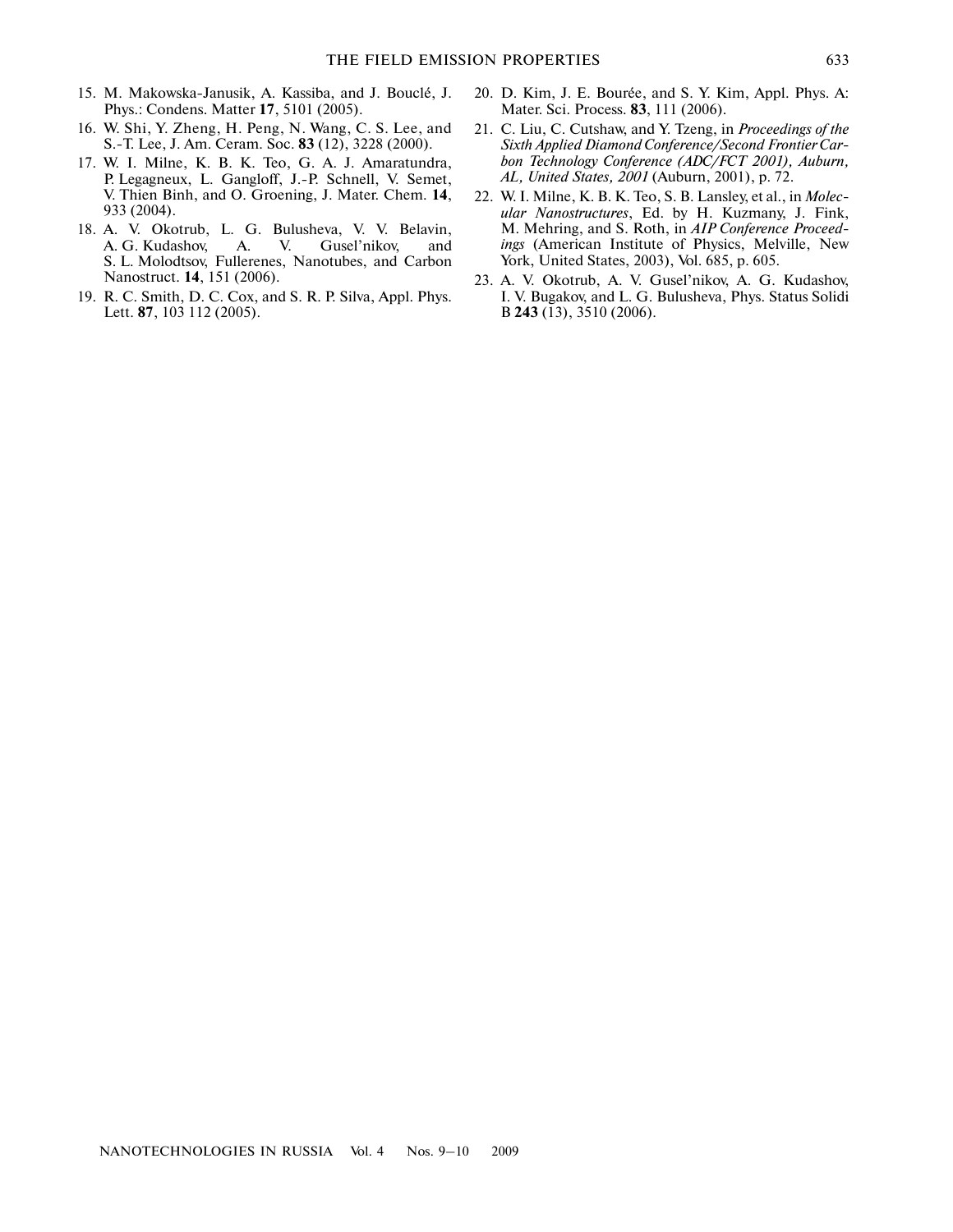15. M. Makowska-Janusik, A. Kassiba, and J. Bouclé, J. Phys.: Condens. Matter **17**, 5101 (2005).
16. W. Shi, Y. Zheng, H. Peng, N. Wang, C. S. Lee, and S.-T. Lee, J. Am. Ceram. Soc. **83** (12), 3228 (2000).
17. W. I. Milne, K. B. K. Teo, G. A. J. Amaratundra, P. Legagneux, L. Gangloff, J.-P. Schnell, V. Semet, V. Thien Binh, and O. Groening, J. Mater. Chem. **14**, 933 (2004).
18. A. V. Okotrub, L. G. Bulusheva, V. V. Belavin, A. G. Kudashov, A. V. Gusel'nikov, and S. L. Molodtsov, Fullerenes, Nanotubes, and Carbon Nanostruct. **14**, 151 (2006).
19. R. C. Smith, D. C. Cox, and S. R. P. Silva, Appl. Phys. Lett. **87**, 103 112 (2005).
20. D. Kim, J. E. Bourée, and S. Y. Kim, Appl. Phys. A: Mater. Sci. Process. **83**, 111 (2006).
21. C. Liu, C. Cutshaw, and Y. Tzeng, in *Proceedings of the Sixth Applied Diamond Conference/Second Frontier Carbon Technology Conference (ADC/FCT 2001), Auburn, AL, United States, 2001* (Auburn, 2001), p. 72.
22. W. I. Milne, K. B. K. Teo, S. B. Lansley, et al., in *Molecular Nanostructures*, Ed. by H. Kuzmany, J. Fink, M. Mehring, and S. Roth, in *AIP Conference Proceedings* (American Institute of Physics, Melville, New York, United States, 2003), Vol. 685, p. 605.
23. A. V. Okotrub, A. V. Gusel'nikov, A. G. Kudashov, I. V. Bugakov, and L. G. Bulusheva, Phys. Status Solidi B **243** (13), 3510 (2006).